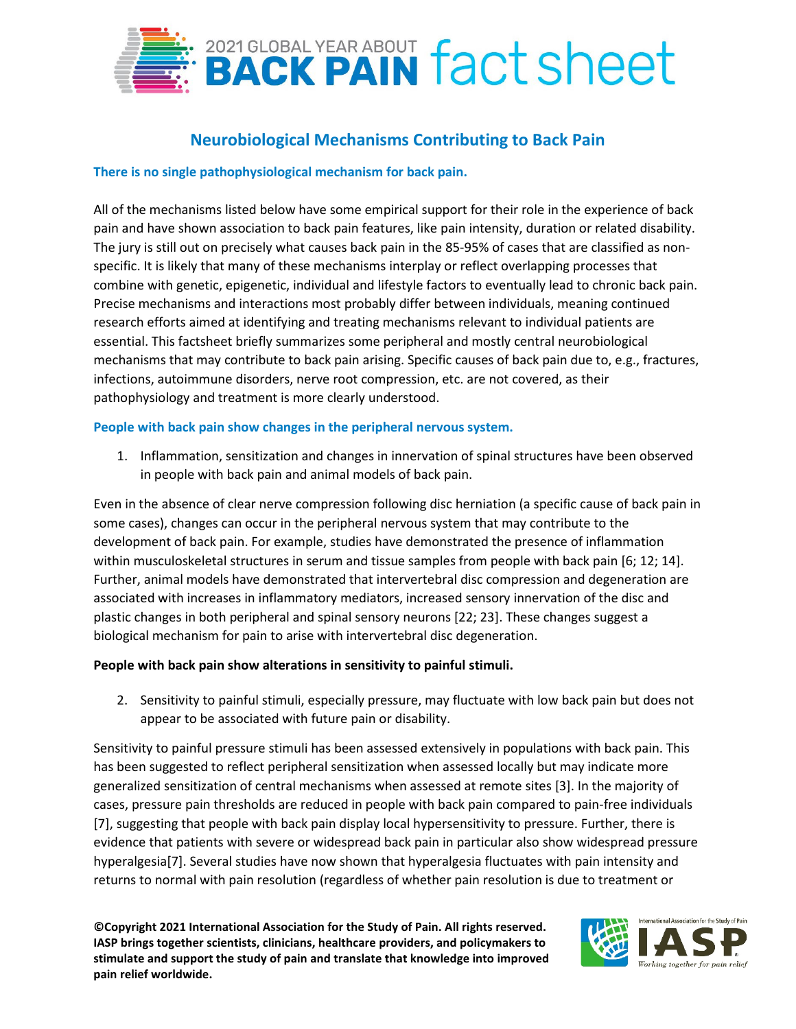2021 GLOBAL YEAR ABOUT **BACK PAIN** fact sheet

## Neurobiological Mechanisms Contributing to Back Pain

### There is no single pathophysiological mechanism for back pain.

All of the mechanisms listed below have some empirical support for their role in the experience of back pain and have shown association to back pain features, like pain intensity, duration or related disability. The jury is still out on precisely what causes back pain in the 85-95% of cases that are classified as non-specific. It is likely that many of these mechanisms interplay or reflect overlapping processes that combine with genetic, epigenetic, individual and lifestyle factors to eventually lead to chronic back pain. Precise mechanisms and interactions most probably differ between individuals, meaning continued research efforts aimed at identifying and treating mechanisms relevant to individual patients are essential. This factsheet briefly summarizes some peripheral and mostly central neurobiological mechanisms that may contribute to back pain arising. Specific causes of back pain due to, e.g., fractures, infections, autoimmune disorders, nerve root compression, etc. are not covered, as their pathophysiology and treatment is more clearly understood.

### People with back pain show changes in the peripheral nervous system.

1. Inflammation, sensitization and changes in innervation of spinal structures have been observed in people with back pain and animal models of back pain.

Even in the absence of clear nerve compression following disc herniation (a specific cause of back pain in some cases), changes can occur in the peripheral nervous system that may contribute to the development of back pain. For example, studies have demonstrated the presence of inflammation within musculoskeletal structures in serum and tissue samples from people with back pain [6; 12; 14]. Further, animal models have demonstrated that intervertebral disc compression and degeneration are associated with increases in inflammatory mediators, increased sensory innervation of the disc and plastic changes in both peripheral and spinal sensory neurons [22; 23]. These changes suggest a biological mechanism for pain to arise with intervertebral disc degeneration.

**People with back pain show alterations in sensitivity to painful stimuli.**

2. Sensitivity to painful stimuli, especially pressure, may fluctuate with low back pain but does not appear to be associated with future pain or disability.

Sensitivity to painful pressure stimuli has been assessed extensively in populations with back pain. This has been suggested to reflect peripheral sensitization when assessed locally but may indicate more generalized sensitization of central mechanisms when assessed at remote sites [3]. In the majority of cases, pressure pain thresholds are reduced in people with back pain compared to pain-free individuals [7], suggesting that people with back pain display local hypersensitivity to pressure. Further, there is evidence that patients with severe or widespread back pain in particular also show widespread pressure hyperalgesia[7]. Several studies have now shown that hyperalgesia fluctuates with pain intensity and returns to normal with pain resolution (regardless of whether pain resolution is due to treatment or

**©Copyright 2021 International Association for the Study of Pain. All rights reserved. IASP brings together scientists, clinicians, healthcare providers, and policymakers to stimulate and support the study of pain and translate that knowledge into improved pain relief worldwide.**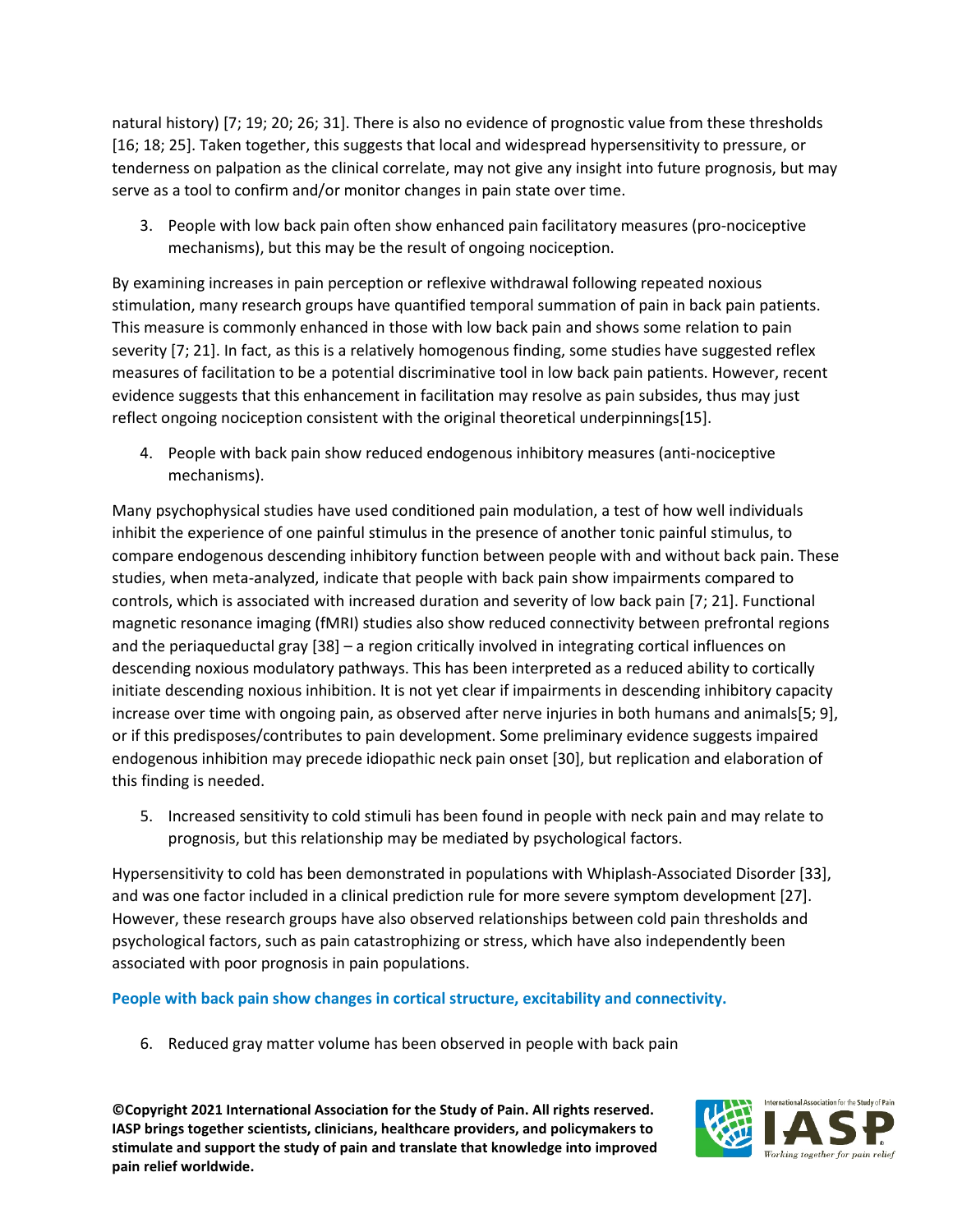natural history) [7; 19; 20; 26; 31]. There is also no evidence of prognostic value from these thresholds [16; 18; 25]. Taken together, this suggests that local and widespread hypersensitivity to pressure, or tenderness on palpation as the clinical correlate, may not give any insight into future prognosis, but may serve as a tool to confirm and/or monitor changes in pain state over time.

3. People with low back pain often show enhanced pain facilitatory measures (pro-nociceptive mechanisms), but this may be the result of ongoing nociception.

By examining increases in pain perception or reflexive withdrawal following repeated noxious stimulation, many research groups have quantified temporal summation of pain in back pain patients. This measure is commonly enhanced in those with low back pain and shows some relation to pain severity [7; 21]. In fact, as this is a relatively homogenous finding, some studies have suggested reflex measures of facilitation to be a potential discriminative tool in low back pain patients. However, recent evidence suggests that this enhancement in facilitation may resolve as pain subsides, thus may just reflect ongoing nociception consistent with the original theoretical underpinnings[15].

4. People with back pain show reduced endogenous inhibitory measures (anti-nociceptive mechanisms).

Many psychophysical studies have used conditioned pain modulation, a test of how well individuals inhibit the experience of one painful stimulus in the presence of another tonic painful stimulus, to compare endogenous descending inhibitory function between people with and without back pain. These studies, when meta-analyzed, indicate that people with back pain show impairments compared to controls, which is associated with increased duration and severity of low back pain [7; 21]. Functional magnetic resonance imaging (fMRI) studies also show reduced connectivity between prefrontal regions and the periaqueductal gray [38] – a region critically involved in integrating cortical influences on descending noxious modulatory pathways. This has been interpreted as a reduced ability to cortically initiate descending noxious inhibition. It is not yet clear if impairments in descending inhibitory capacity increase over time with ongoing pain, as observed after nerve injuries in both humans and animals[5; 9], or if this predisposes/contributes to pain development. Some preliminary evidence suggests impaired endogenous inhibition may precede idiopathic neck pain onset [30], but replication and elaboration of this finding is needed.

5. Increased sensitivity to cold stimuli has been found in people with neck pain and may relate to prognosis, but this relationship may be mediated by psychological factors.

Hypersensitivity to cold has been demonstrated in populations with Whiplash-Associated Disorder [33], and was one factor included in a clinical prediction rule for more severe symptom development [27]. However, these research groups have also observed relationships between cold pain thresholds and psychological factors, such as pain catastrophizing or stress, which have also independently been associated with poor prognosis in pain populations.

**People with back pain show changes in cortical structure, excitability and connectivity.**

6. Reduced gray matter volume has been observed in people with back pain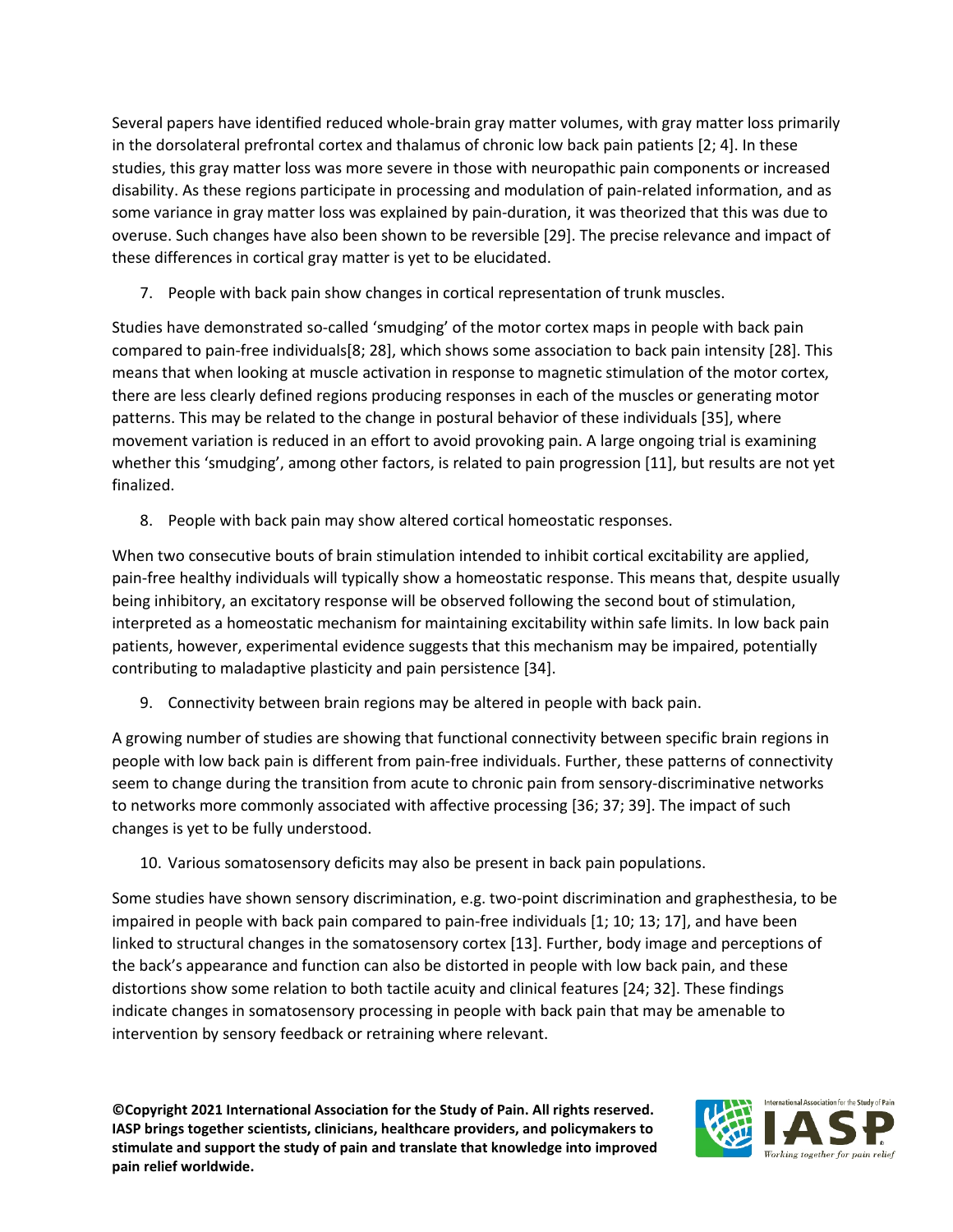Several papers have identified reduced whole-brain gray matter volumes, with gray matter loss primarily in the dorsolateral prefrontal cortex and thalamus of chronic low back pain patients [2; 4]. In these studies, this gray matter loss was more severe in those with neuropathic pain components or increased disability. As these regions participate in processing and modulation of pain-related information, and as some variance in gray matter loss was explained by pain-duration, it was theorized that this was due to overuse. Such changes have also been shown to be reversible [29]. The precise relevance and impact of these differences in cortical gray matter is yet to be elucidated.

7. People with back pain show changes in cortical representation of trunk muscles.

Studies have demonstrated so-called 'smudging' of the motor cortex maps in people with back pain compared to pain-free individuals[8; 28], which shows some association to back pain intensity [28]. This means that when looking at muscle activation in response to magnetic stimulation of the motor cortex, there are less clearly defined regions producing responses in each of the muscles or generating motor patterns. This may be related to the change in postural behavior of these individuals [35], where movement variation is reduced in an effort to avoid provoking pain. A large ongoing trial is examining whether this 'smudging', among other factors, is related to pain progression [11], but results are not yet finalized.

8. People with back pain may show altered cortical homeostatic responses.

When two consecutive bouts of brain stimulation intended to inhibit cortical excitability are applied, pain-free healthy individuals will typically show a homeostatic response. This means that, despite usually being inhibitory, an excitatory response will be observed following the second bout of stimulation, interpreted as a homeostatic mechanism for maintaining excitability within safe limits. In low back pain patients, however, experimental evidence suggests that this mechanism may be impaired, potentially contributing to maladaptive plasticity and pain persistence [34].

9. Connectivity between brain regions may be altered in people with back pain.

A growing number of studies are showing that functional connectivity between specific brain regions in people with low back pain is different from pain-free individuals. Further, these patterns of connectivity seem to change during the transition from acute to chronic pain from sensory-discriminative networks to networks more commonly associated with affective processing [36; 37; 39]. The impact of such changes is yet to be fully understood.

10. Various somatosensory deficits may also be present in back pain populations.

Some studies have shown sensory discrimination, e.g. two-point discrimination and graphesthesia, to be impaired in people with back pain compared to pain-free individuals [1; 10; 13; 17], and have been linked to structural changes in the somatosensory cortex [13]. Further, body image and perceptions of the back's appearance and function can also be distorted in people with low back pain, and these distortions show some relation to both tactile acuity and clinical features [24; 32]. These findings indicate changes in somatosensory processing in people with back pain that may be amenable to intervention by sensory feedback or retraining where relevant.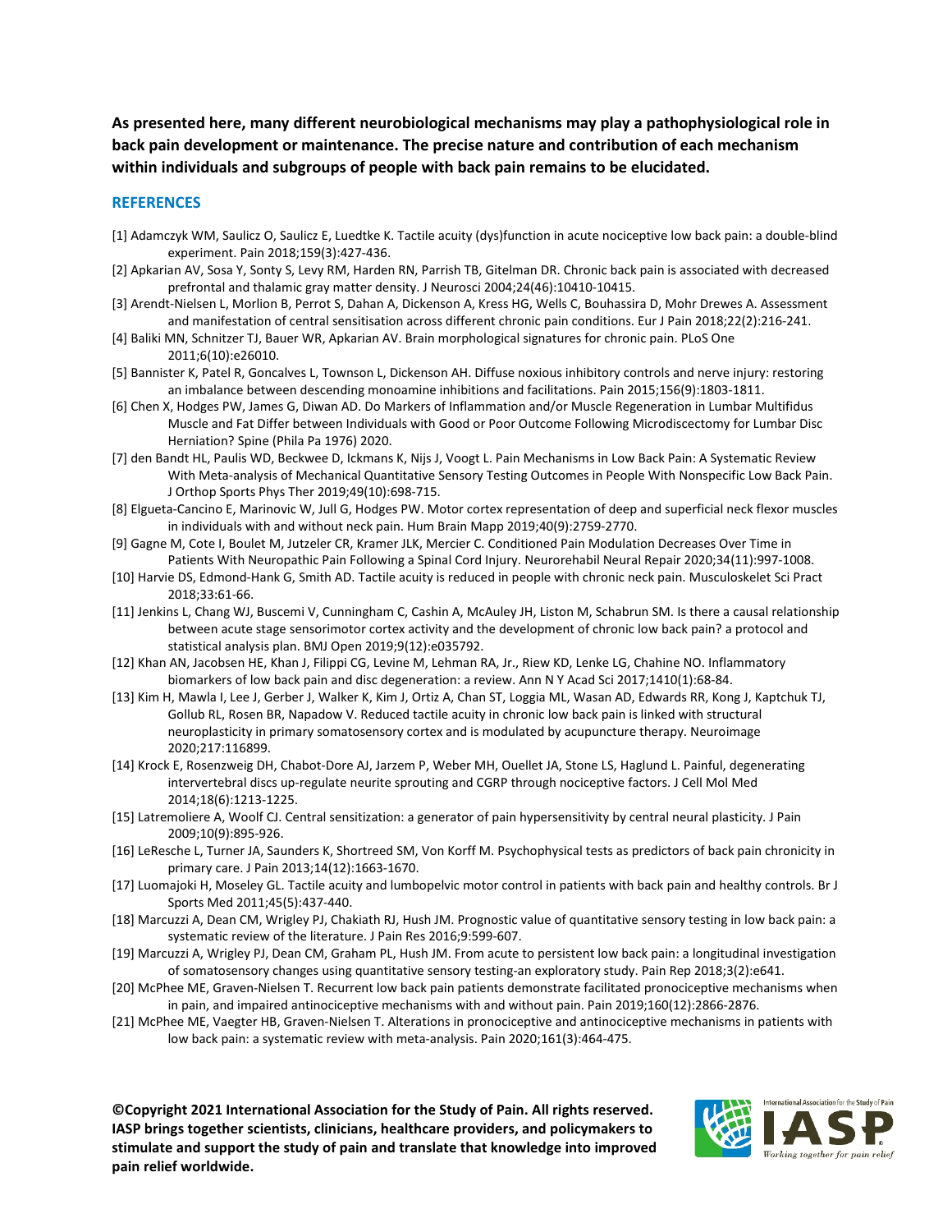**As presented here, many different neurobiological mechanisms may play a pathophysiological role in back pain development or maintenance. The precise nature and contribution of each mechanism within individuals and subgroups of people with back pain remains to be elucidated.**

## REFERENCES

[1] Adamczyk WM, Saulicz O, Saulicz E, Luedtke K. Tactile acuity (dys)function in acute nociceptive low back pain: a double-blind experiment. Pain 2018;159(3):427-436.

[2] Apkarian AV, Sosa Y, Sonty S, Levy RM, Harden RN, Parrish TB, Gitelman DR. Chronic back pain is associated with decreased prefrontal and thalamic gray matter density. J Neurosci 2004;24(46):10410-10415.

[3] Arendt-Nielsen L, Morlion B, Perrot S, Dahan A, Dickenson A, Kress HG, Wells C, Bouhassira D, Mohr Drewes A. Assessment and manifestation of central sensitisation across different chronic pain conditions. Eur J Pain 2018;22(2):216-241.

[4] Baliki MN, Schnitzer TJ, Bauer WR, Apkarian AV. Brain morphological signatures for chronic pain. PLoS One 2011;6(10):e26010.

[5] Bannister K, Patel R, Goncalves L, Townson L, Dickenson AH. Diffuse noxious inhibitory controls and nerve injury: restoring an imbalance between descending monoamine inhibitions and facilitations. Pain 2015;156(9):1803-1811.

[6] Chen X, Hodges PW, James G, Diwan AD. Do Markers of Inflammation and/or Muscle Regeneration in Lumbar Multifidus Muscle and Fat Differ between Individuals with Good or Poor Outcome Following Microdiscectomy for Lumbar Disc Herniation? Spine (Phila Pa 1976) 2020.

[7] den Bandt HL, Paulis WD, Beckwee D, Ickmans K, Nijs J, Voogt L. Pain Mechanisms in Low Back Pain: A Systematic Review With Meta-analysis of Mechanical Quantitative Sensory Testing Outcomes in People With Nonspecific Low Back Pain. J Orthop Sports Phys Ther 2019;49(10):698-715.

[8] Elgueta-Cancino E, Marinovic W, Jull G, Hodges PW. Motor cortex representation of deep and superficial neck flexor muscles in individuals with and without neck pain. Hum Brain Mapp 2019;40(9):2759-2770.

[9] Gagne M, Cote I, Boulet M, Jutzeler CR, Kramer JLK, Mercier C. Conditioned Pain Modulation Decreases Over Time in Patients With Neuropathic Pain Following a Spinal Cord Injury. Neurorehabil Neural Repair 2020;34(11):997-1008.

[10] Harvie DS, Edmond-Hank G, Smith AD. Tactile acuity is reduced in people with chronic neck pain. Musculoskelet Sci Pract 2018;33:61-66.

[11] Jenkins L, Chang WJ, Buscemi V, Cunningham C, Cashin A, McAuley JH, Liston M, Schabrun SM. Is there a causal relationship between acute stage sensorimotor cortex activity and the development of chronic low back pain? a protocol and statistical analysis plan. BMJ Open 2019;9(12):e035792.

[12] Khan AN, Jacobsen HE, Khan J, Filippi CG, Levine M, Lehman RA, Jr., Riew KD, Lenke LG, Chahine NO. Inflammatory biomarkers of low back pain and disc degeneration: a review. Ann N Y Acad Sci 2017;1410(1):68-84.

[13] Kim H, Mawla I, Lee J, Gerber J, Walker K, Kim J, Ortiz A, Chan ST, Loggia ML, Wasan AD, Edwards RR, Kong J, Kaptchuk TJ, Gollub RL, Rosen BR, Napadow V. Reduced tactile acuity in chronic low back pain is linked with structural neuroplasticity in primary somatosensory cortex and is modulated by acupuncture therapy. Neuroimage 2020;217:116899.

[14] Krock E, Rosenzweig DH, Chabot-Dore AJ, Jarzem P, Weber MH, Ouellet JA, Stone LS, Haglund L. Painful, degenerating intervertebral discs up-regulate neurite sprouting and CGRP through nociceptive factors. J Cell Mol Med 2014;18(6):1213-1225.

[15] Latremoliere A, Woolf CJ. Central sensitization: a generator of pain hypersensitivity by central neural plasticity. J Pain 2009;10(9):895-926.

[16] LeResche L, Turner JA, Saunders K, Shortreed SM, Von Korff M. Psychophysical tests as predictors of back pain chronicity in primary care. J Pain 2013;14(12):1663-1670.

[17] Luomajoki H, Moseley GL. Tactile acuity and lumbopelvic motor control in patients with back pain and healthy controls. Br J Sports Med 2011;45(5):437-440.

[18] Marcuzzi A, Dean CM, Wrigley PJ, Chakiath RJ, Hush JM. Prognostic value of quantitative sensory testing in low back pain: a systematic review of the literature. J Pain Res 2016;9:599-607.

[19] Marcuzzi A, Wrigley PJ, Dean CM, Graham PL, Hush JM. From acute to persistent low back pain: a longitudinal investigation of somatosensory changes using quantitative sensory testing-an exploratory study. Pain Rep 2018;3(2):e641.

[20] McPhee ME, Graven-Nielsen T. Recurrent low back pain patients demonstrate facilitated pronociceptive mechanisms when in pain, and impaired antinociceptive mechanisms with and without pain. Pain 2019;160(12):2866-2876.

[21] McPhee ME, Vaegter HB, Graven-Nielsen T. Alterations in pronociceptive and antinociceptive mechanisms in patients with low back pain: a systematic review with meta-analysis. Pain 2020;161(3):464-475.

**©Copyright 2021 International Association for the Study of Pain. All rights reserved. IASP brings together scientists, clinicians, healthcare providers, and policymakers to stimulate and support the study of pain and translate that knowledge into improved pain relief worldwide.**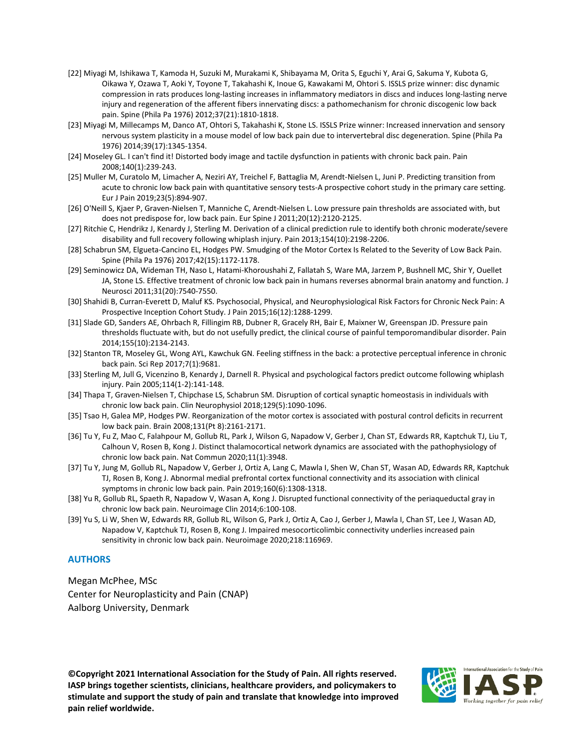[22] Miyagi M, Ishikawa T, Kamoda H, Suzuki M, Murakami K, Shibayama M, Orita S, Eguchi Y, Arai G, Sakuma Y, Kubota G, Oikawa Y, Ozawa T, Aoki Y, Toyone T, Takahashi K, Inoue G, Kawakami M, Ohtori S. ISSLS prize winner: disc dynamic compression in rats produces long-lasting increases in inflammatory mediators in discs and induces long-lasting nerve injury and regeneration of the afferent fibers innervating discs: a pathomechanism for chronic discogenic low back pain. Spine (Phila Pa 1976) 2012;37(21):1810-1818.

[23] Miyagi M, Millecamps M, Danco AT, Ohtori S, Takahashi K, Stone LS. ISSLS Prize winner: Increased innervation and sensory nervous system plasticity in a mouse model of low back pain due to intervertebral disc degeneration. Spine (Phila Pa 1976) 2014;39(17):1345-1354.

[24] Moseley GL. I can't find it! Distorted body image and tactile dysfunction in patients with chronic back pain. Pain 2008;140(1):239-243.

[25] Muller M, Curatolo M, Limacher A, Neziri AY, Treichel F, Battaglia M, Arendt-Nielsen L, Juni P. Predicting transition from acute to chronic low back pain with quantitative sensory tests-A prospective cohort study in the primary care setting. Eur J Pain 2019;23(5):894-907.

[26] O'Neill S, Kjaer P, Graven-Nielsen T, Manniche C, Arendt-Nielsen L. Low pressure pain thresholds are associated with, but does not predispose for, low back pain. Eur Spine J 2011;20(12):2120-2125.

[27] Ritchie C, Hendrikz J, Kenardy J, Sterling M. Derivation of a clinical prediction rule to identify both chronic moderate/severe disability and full recovery following whiplash injury. Pain 2013;154(10):2198-2206.

[28] Schabrun SM, Elgueta-Cancino EL, Hodges PW. Smudging of the Motor Cortex Is Related to the Severity of Low Back Pain. Spine (Phila Pa 1976) 2017;42(15):1172-1178.

[29] Seminowicz DA, Wideman TH, Naso L, Hatami-Khoroushahi Z, Fallatah S, Ware MA, Jarzem P, Bushnell MC, Shir Y, Ouellet JA, Stone LS. Effective treatment of chronic low back pain in humans reverses abnormal brain anatomy and function. J Neurosci 2011;31(20):7540-7550.

[30] Shahidi B, Curran-Everett D, Maluf KS. Psychosocial, Physical, and Neurophysiological Risk Factors for Chronic Neck Pain: A Prospective Inception Cohort Study. J Pain 2015;16(12):1288-1299.

[31] Slade GD, Sanders AE, Ohrbach R, Fillingim RB, Dubner R, Gracely RH, Bair E, Maixner W, Greenspan JD. Pressure pain thresholds fluctuate with, but do not usefully predict, the clinical course of painful temporomandibular disorder. Pain 2014;155(10):2134-2143.

[32] Stanton TR, Moseley GL, Wong AYL, Kawchuk GN. Feeling stiffness in the back: a protective perceptual inference in chronic back pain. Sci Rep 2017;7(1):9681.

[33] Sterling M, Jull G, Vicenzino B, Kenardy J, Darnell R. Physical and psychological factors predict outcome following whiplash injury. Pain 2005;114(1-2):141-148.

[34] Thapa T, Graven-Nielsen T, Chipchase LS, Schabrun SM. Disruption of cortical synaptic homeostasis in individuals with chronic low back pain. Clin Neurophysiol 2018;129(5):1090-1096.

[35] Tsao H, Galea MP, Hodges PW. Reorganization of the motor cortex is associated with postural control deficits in recurrent low back pain. Brain 2008;131(Pt 8):2161-2171.

[36] Tu Y, Fu Z, Mao C, Falahpour M, Gollub RL, Park J, Wilson G, Napadow V, Gerber J, Chan ST, Edwards RR, Kaptchuk TJ, Liu T, Calhoun V, Rosen B, Kong J. Distinct thalamocortical network dynamics are associated with the pathophysiology of chronic low back pain. Nat Commun 2020;11(1):3948.

[37] Tu Y, Jung M, Gollub RL, Napadow V, Gerber J, Ortiz A, Lang C, Mawla I, Shen W, Chan ST, Wasan AD, Edwards RR, Kaptchuk TJ, Rosen B, Kong J. Abnormal medial prefrontal cortex functional connectivity and its association with clinical symptoms in chronic low back pain. Pain 2019;160(6):1308-1318.

[38] Yu R, Gollub RL, Spaeth R, Napadow V, Wasan A, Kong J. Disrupted functional connectivity of the periaqueductal gray in chronic low back pain. Neuroimage Clin 2014;6:100-108.

[39] Yu S, Li W, Shen W, Edwards RR, Gollub RL, Wilson G, Park J, Ortiz A, Cao J, Gerber J, Mawla I, Chan ST, Lee J, Wasan AD, Napadow V, Kaptchuk TJ, Rosen B, Kong J. Impaired mesocorticolimbic connectivity underlies increased pain sensitivity in chronic low back pain. Neuroimage 2020;218:116969.

## AUTHORS

Megan McPhee, MSc
Center for Neuroplasticity and Pain (CNAP)
Aalborg University, Denmark

**©Copyright 2021 International Association for the Study of Pain. All rights reserved. IASP brings together scientists, clinicians, healthcare providers, and policymakers to stimulate and support the study of pain and translate that knowledge into improved pain relief worldwide.**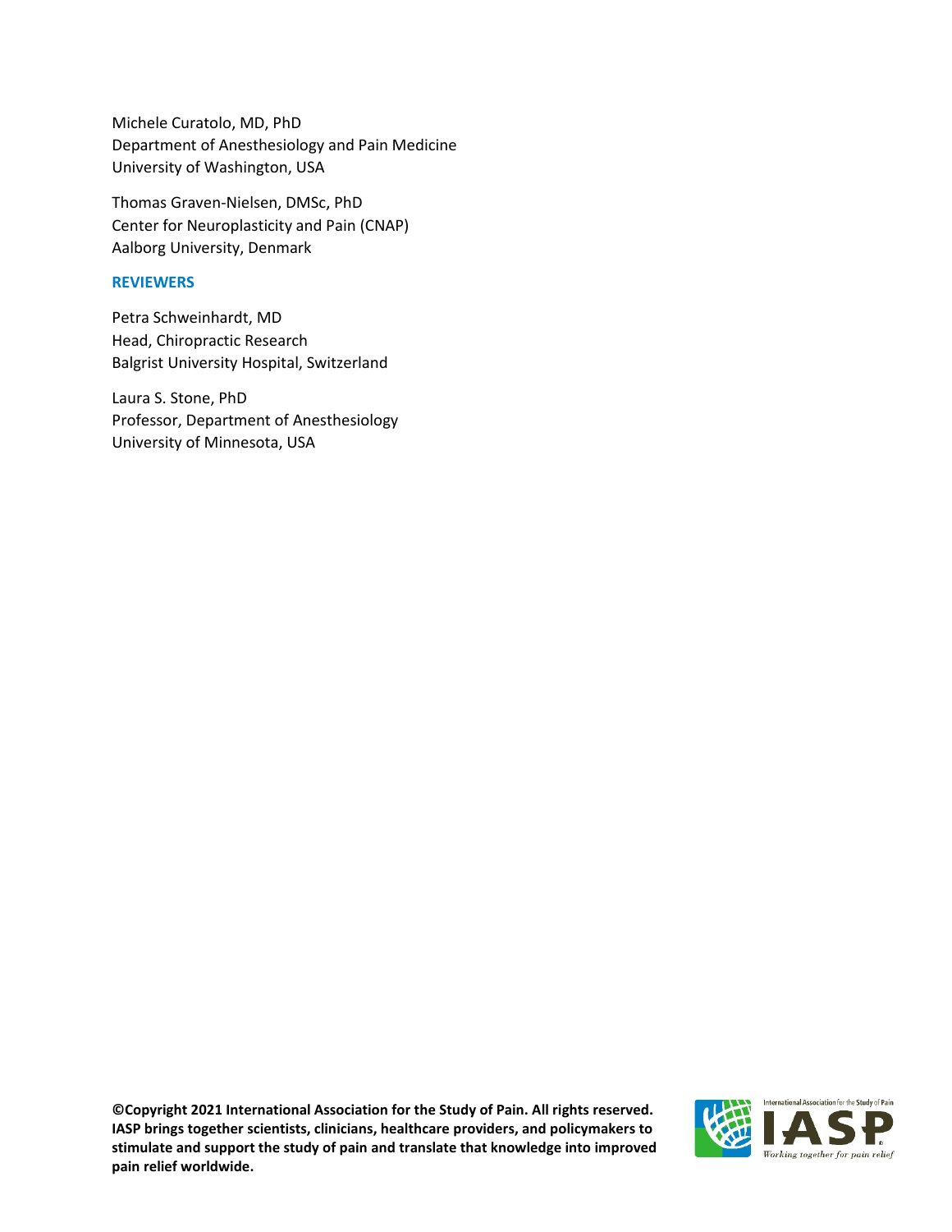Michele Curatolo, MD, PhD
Department of Anesthesiology and Pain Medicine
University of Washington, USA

Thomas Graven-Nielsen, DMSc, PhD
Center for Neuroplasticity and Pain (CNAP)
Aalborg University, Denmark

### REVIEWERS

Petra Schweinhardt, MD
Head, Chiropractic Research
Balgrist University Hospital, Switzerland

Laura S. Stone, PhD
Professor, Department of Anesthesiology
University of Minnesota, USA

**©Copyright 2021 International Association for the Study of Pain. All rights reserved. IASP brings together scientists, clinicians, healthcare providers, and policymakers to stimulate and support the study of pain and translate that knowledge into improved pain relief worldwide.**